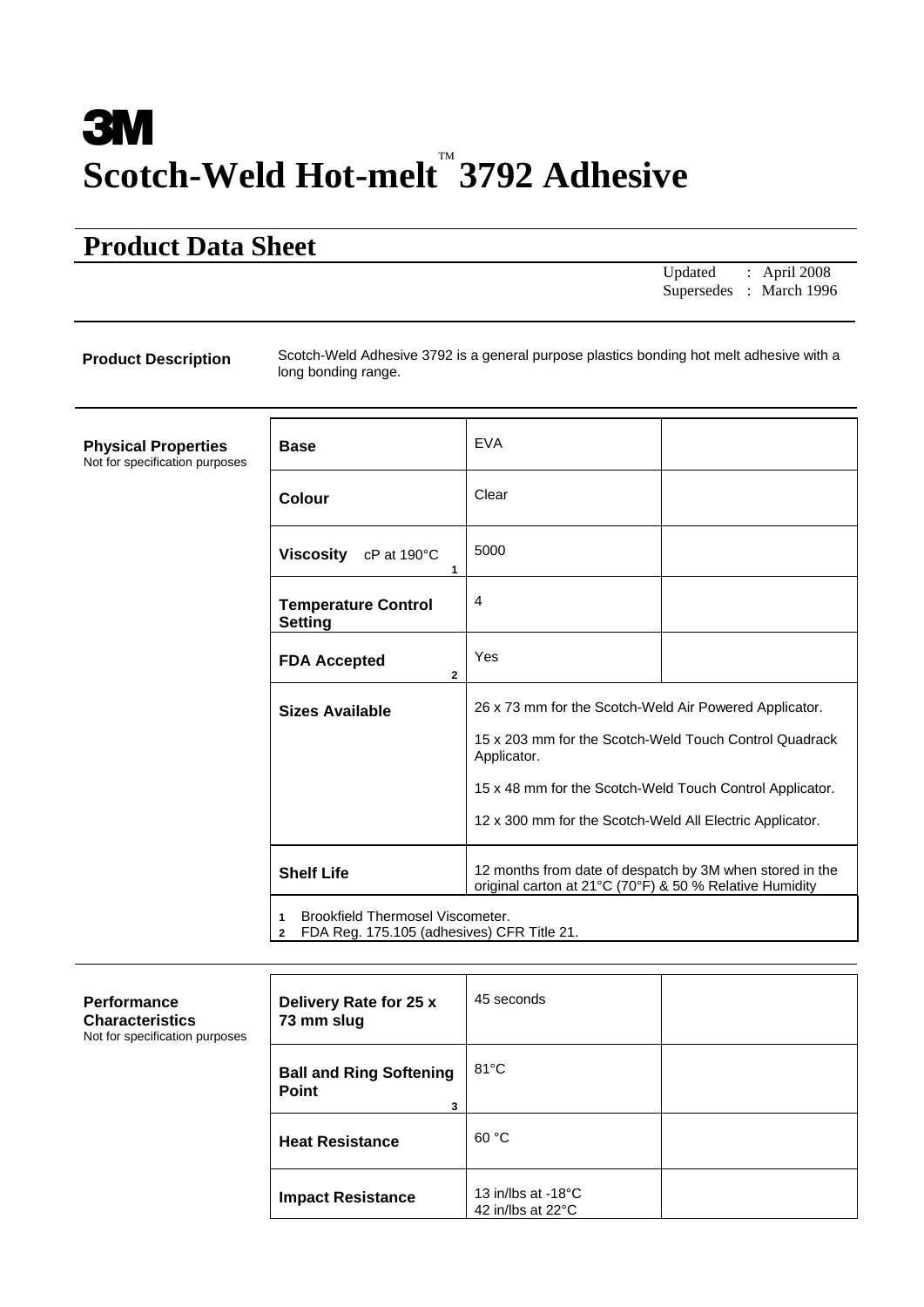3M

# Scotch-Weld Hot-melt™ 3792 Adhesive

## Product Data Sheet

Updated : April 2008
Supersedes : March 1996

**Product Description**

Scotch-Weld Adhesive 3792 is a general purpose plastics bonding hot melt adhesive with a long bonding range.

**Physical Properties**
Not for specification purposes

| | | |
|---|---|---|
| **Base** | EVA | |
| **Colour** | Clear | |
| **Viscosity** cP at 190°C [1] | 5000 | |
| **Temperature Control Setting** | 4 | |
| **FDA Accepted** [2] | Yes | |
| **Sizes Available** | 26 x 73 mm for the Scotch-Weld Air Powered Applicator.<br>15 x 203 mm for the Scotch-Weld Touch Control Quadrack Applicator.<br>15 x 48 mm for the Scotch-Weld Touch Control Applicator.<br>12 x 300 mm for the Scotch-Weld All Electric Applicator. | |
| **Shelf Life** | 12 months from date of despatch by 3M when stored in the original carton at 21°C (70°F) & 50 % Relative Humidity | |

1 Brookfield Thermosel Viscometer.
2 FDA Reg. 175.105 (adhesives) CFR Title 21.

**Performance Characteristics**
Not for specification purposes

| | | |
|---|---|---|
| **Delivery Rate for 25 x 73 mm slug** | 45 seconds | |
| **Ball and Ring Softening Point** [3] | 81°C | |
| **Heat Resistance** | 60 °C | |
| **Impact Resistance** | 13 in/lbs at -18°C<br>42 in/lbs at 22°C | |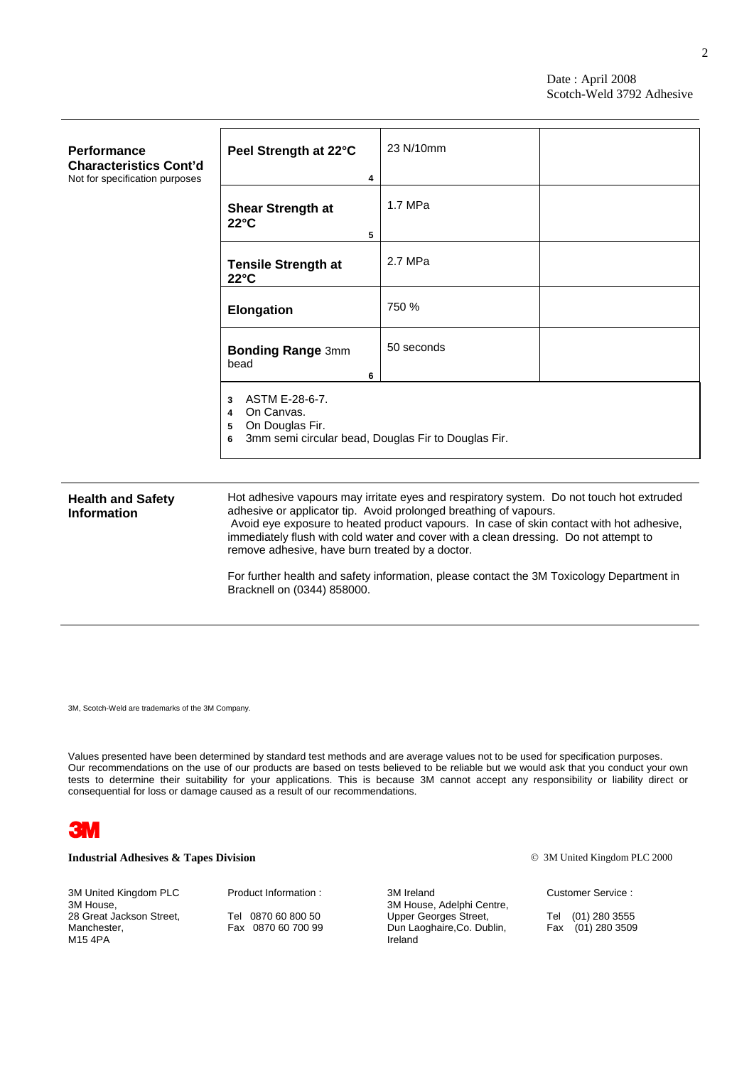## Performance Characteristics Cont'd

Not for specification purposes

| | | |
|---|---|---|
| **Peel Strength at 22°C** [4] | 23 N/10mm | |
| **Shear Strength at 22°C** [5] | 1.7 MPa | |
| **Tensile Strength at 22°C** | 2.7 MPa | |
| **Elongation** | 750 % | |
| **Bonding Range** 3mm bead [6] | 50 seconds | |

3 ASTM E-28-6-7.
4 On Canvas.
5 On Douglas Fir.
6 3mm semi circular bead, Douglas Fir to Douglas Fir.

## Health and Safety Information

Hot adhesive vapours may irritate eyes and respiratory system. Do not touch hot extruded adhesive or applicator tip. Avoid prolonged breathing of vapours.
Avoid eye exposure to heated product vapours. In case of skin contact with hot adhesive, immediately flush with cold water and cover with a clean dressing. Do not attempt to remove adhesive, have burn treated by a doctor.

For further health and safety information, please contact the 3M Toxicology Department in Bracknell on (0344) 858000.

3M, Scotch-Weld are trademarks of the 3M Company.

Values presented have been determined by standard test methods and are average values not to be used for specification purposes. Our recommendations on the use of our products are based on tests believed to be reliable but we would ask that you conduct your own tests to determine their suitability for your applications. This is because 3M cannot accept any responsibility or liability direct or consequential for loss or damage caused as a result of our recommendations.

3M

**Industrial Adhesives & Tapes Division**

© 3M United Kingdom PLC 2000

3M United Kingdom PLC
3M House,
28 Great Jackson Street,
Manchester,
M15 4PA

Product Information :

Tel 0870 60 800 50
Fax 0870 60 700 99

3M Ireland
3M House, Adelphi Centre,
Upper Georges Street,
Dun Laoghaire,Co. Dublin,
Ireland

Customer Service :

Tel (01) 280 3555
Fax (01) 280 3509